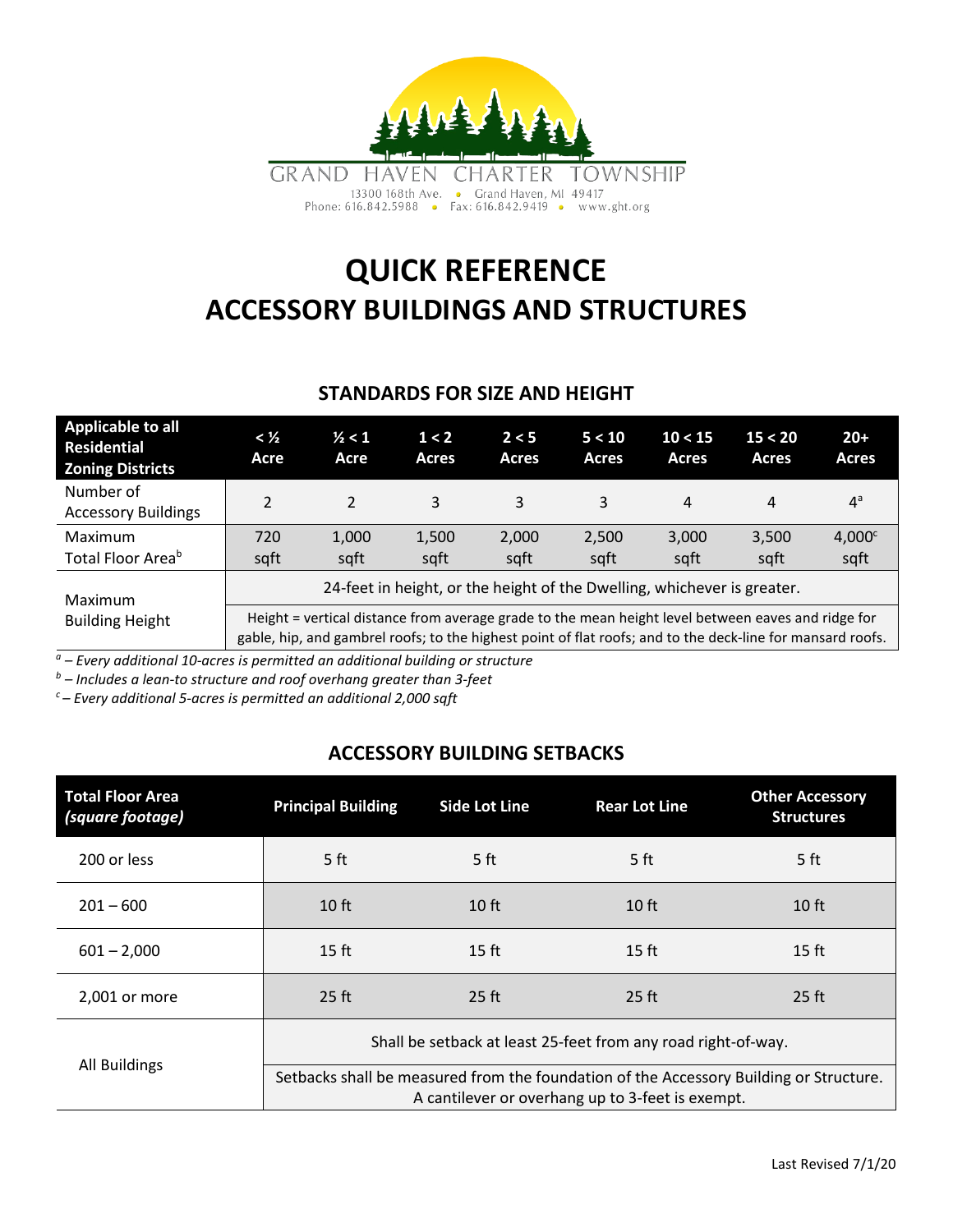GRAND HAVEN CHARTER TOWNSHIP

13300 168th Ave. • Grand Haven, MI 49417
Phone: 616.842.5988 • Fax: 616.842.9419 • www.ght.org

# QUICK REFERENCE
# ACCESSORY BUILDINGS AND STRUCTURES

## STANDARDS FOR SIZE AND HEIGHT

| Applicable to all Residential Zoning Districts | < ½ Acre | ½ < 1 Acre | 1 < 2 Acres | 2 < 5 Acres | 5 < 10 Acres | 10 < 15 Acres | 15 < 20 Acres | 20+ Acres |
|---|---|---|---|---|---|---|---|---|
| Number of Accessory Buildings | 2 | 2 | 3 | 3 | 3 | 4 | 4 | 4[a] |
| Maximum Total Floor Area[b] | 720 sqft | 1,000 sqft | 1,500 sqft | 2,000 sqft | 2,500 sqft | 3,000 sqft | 3,500 sqft | 4,000[c] sqft |
| Maximum Building Height | 24-feet in height, or the height of the Dwelling, whichever is greater. | | | | | | | |
| | Height = vertical distance from average grade to the mean height level between eaves and ridge for gable, hip, and gambrel roofs; to the highest point of flat roofs; and to the deck-line for mansard roofs. | | | | | | | |

*[a] – Every additional 10-acres is permitted an additional building or structure*

*[b] – Includes a lean-to structure and roof overhang greater than 3-feet*

*[c] – Every additional 5-acres is permitted an additional 2,000 sqft*

## ACCESSORY BUILDING SETBACKS

| Total Floor Area *(square footage)* | Principal Building | Side Lot Line | Rear Lot Line | Other Accessory Structures |
|---|---|---|---|---|
| 200 or less | 5 ft | 5 ft | 5 ft | 5 ft |
| 201 – 600 | 10 ft | 10 ft | 10 ft | 10 ft |
| 601 – 2,000 | 15 ft | 15 ft | 15 ft | 15 ft |
| 2,001 or more | 25 ft | 25 ft | 25 ft | 25 ft |
| All Buildings | Shall be setback at least 25-feet from any road right-of-way. | | | |
| | Setbacks shall be measured from the foundation of the Accessory Building or Structure. A cantilever or overhang up to 3-feet is exempt. | | | |

Last Revised 7/1/20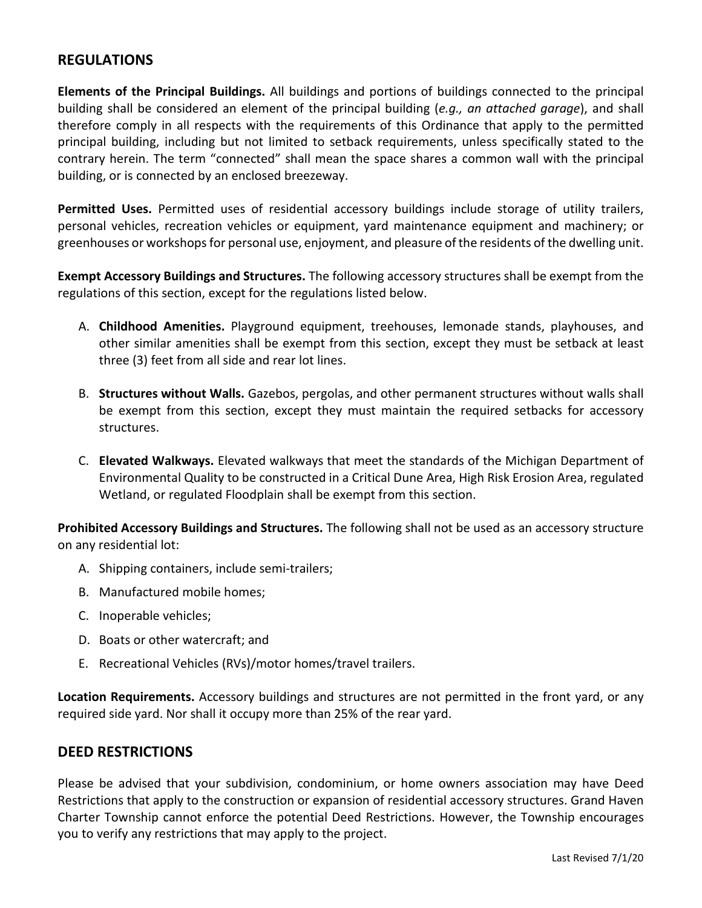## REGULATIONS

**Elements of the Principal Buildings.** All buildings and portions of buildings connected to the principal building shall be considered an element of the principal building (*e.g., an attached garage*), and shall therefore comply in all respects with the requirements of this Ordinance that apply to the permitted principal building, including but not limited to setback requirements, unless specifically stated to the contrary herein. The term "connected" shall mean the space shares a common wall with the principal building, or is connected by an enclosed breezeway.

**Permitted Uses.** Permitted uses of residential accessory buildings include storage of utility trailers, personal vehicles, recreation vehicles or equipment, yard maintenance equipment and machinery; or greenhouses or workshops for personal use, enjoyment, and pleasure of the residents of the dwelling unit.

**Exempt Accessory Buildings and Structures.** The following accessory structures shall be exempt from the regulations of this section, except for the regulations listed below.

A. **Childhood Amenities.** Playground equipment, treehouses, lemonade stands, playhouses, and other similar amenities shall be exempt from this section, except they must be setback at least three (3) feet from all side and rear lot lines.

B. **Structures without Walls.** Gazebos, pergolas, and other permanent structures without walls shall be exempt from this section, except they must maintain the required setbacks for accessory structures.

C. **Elevated Walkways.** Elevated walkways that meet the standards of the Michigan Department of Environmental Quality to be constructed in a Critical Dune Area, High Risk Erosion Area, regulated Wetland, or regulated Floodplain shall be exempt from this section.

**Prohibited Accessory Buildings and Structures.** The following shall not be used as an accessory structure on any residential lot:

A. Shipping containers, include semi-trailers;

B. Manufactured mobile homes;

C. Inoperable vehicles;

D. Boats or other watercraft; and

E. Recreational Vehicles (RVs)/motor homes/travel trailers.

**Location Requirements.** Accessory buildings and structures are not permitted in the front yard, or any required side yard. Nor shall it occupy more than 25% of the rear yard.

## DEED RESTRICTIONS

Please be advised that your subdivision, condominium, or home owners association may have Deed Restrictions that apply to the construction or expansion of residential accessory structures. Grand Haven Charter Township cannot enforce the potential Deed Restrictions. However, the Township encourages you to verify any restrictions that may apply to the project.

Last Revised 7/1/20